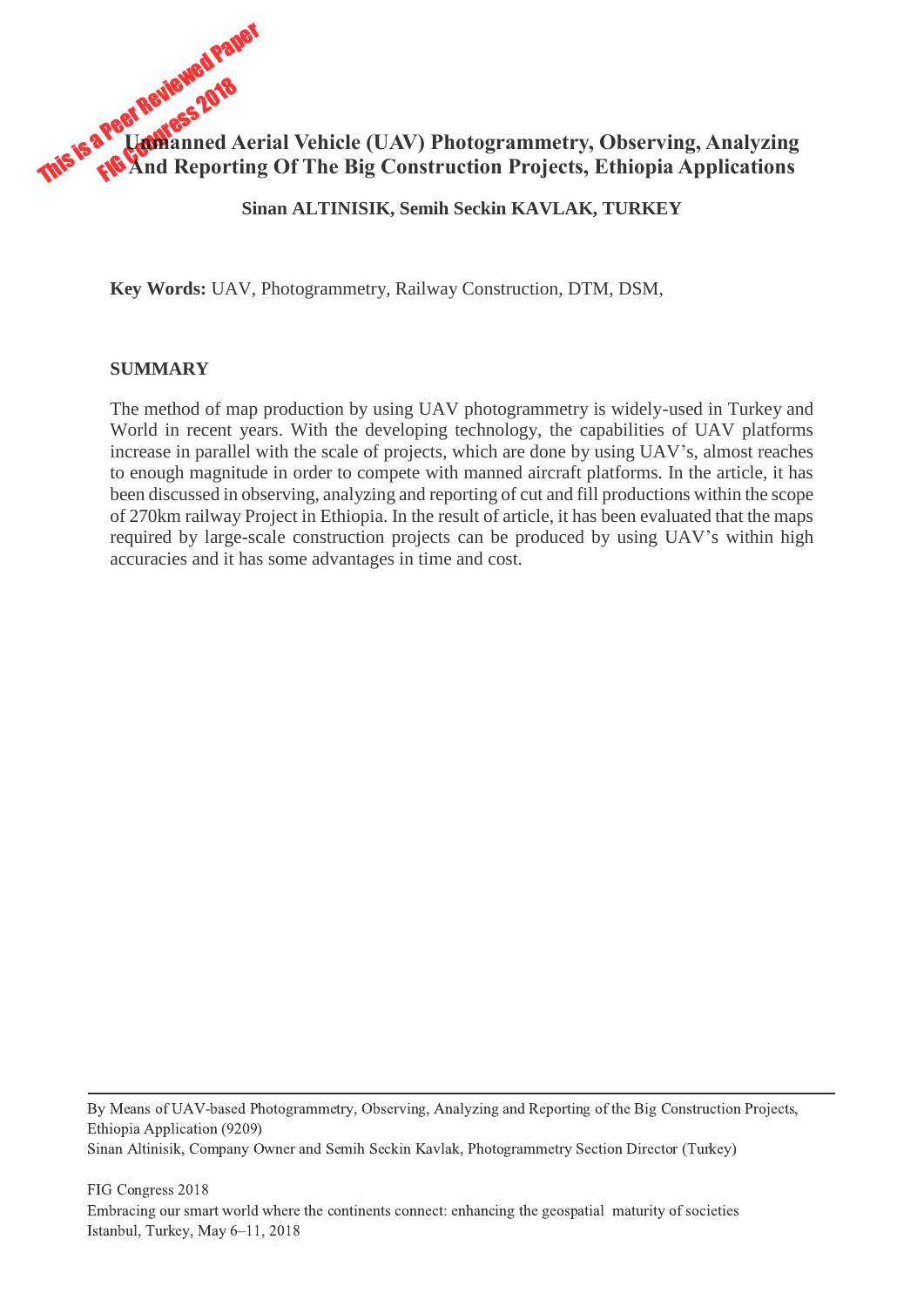This is a Peer Reviewed Paper
FIG Congress 2018

# Unmanned Aerial Vehicle (UAV) Photogrammetry, Observing, Analyzing And Reporting Of The Big Construction Projects, Ethiopia Applications

**Sinan ALTINISIK, Semih Seckin KAVLAK, TURKEY**

**Key Words:** UAV, Photogrammetry, Railway Construction, DTM, DSM,

## SUMMARY

The method of map production by using UAV photogrammetry is widely-used in Turkey and World in recent years. With the developing technology, the capabilities of UAV platforms increase in parallel with the scale of projects, which are done by using UAV's, almost reaches to enough magnitude in order to compete with manned aircraft platforms. In the article, it has been discussed in observing, analyzing and reporting of cut and fill productions within the scope of 270km railway Project in Ethiopia. In the result of article, it has been evaluated that the maps required by large-scale construction projects can be produced by using UAV's within high accuracies and it has some advantages in time and cost.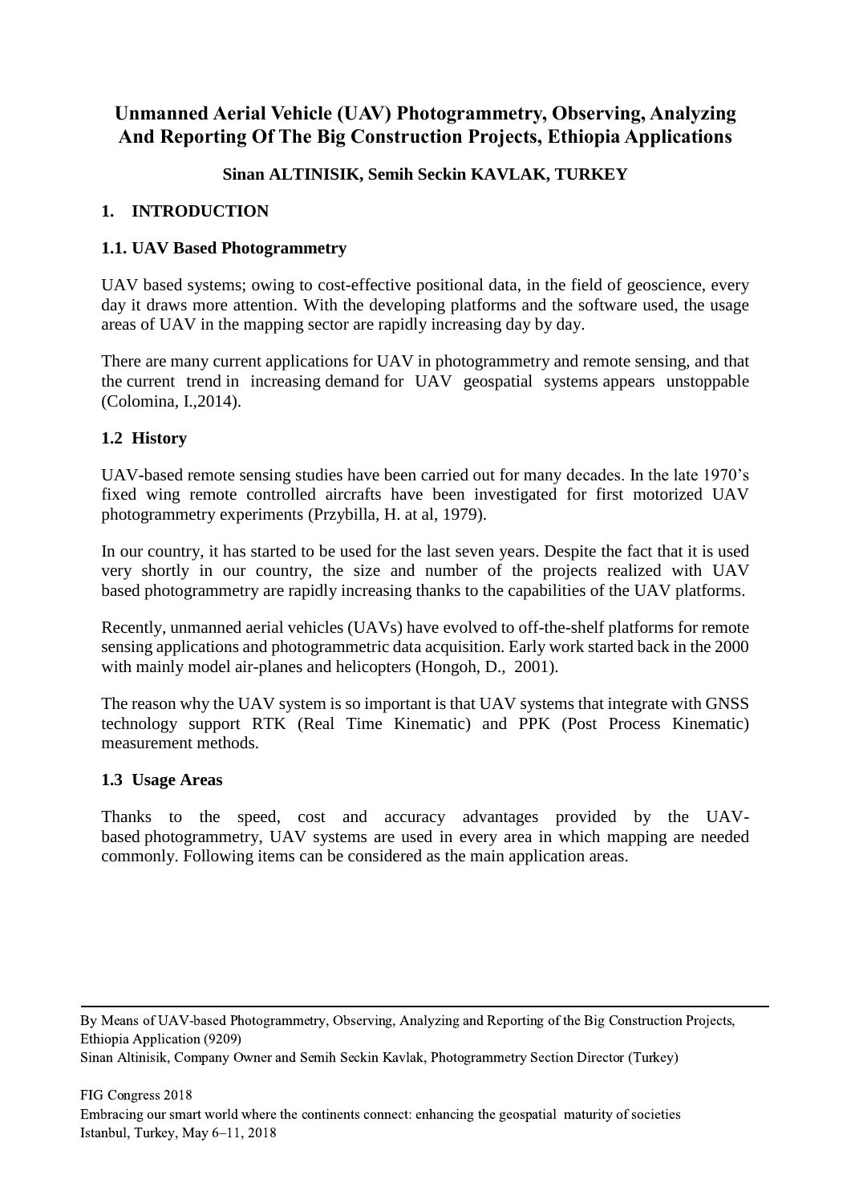# Unmanned Aerial Vehicle (UAV) Photogrammetry, Observing, Analyzing And Reporting Of The Big Construction Projects, Ethiopia Applications

**Sinan ALTINISIK, Semih Seckin KAVLAK, TURKEY**

## 1. INTRODUCTION

### 1.1. UAV Based Photogrammetry

UAV based systems; owing to cost-effective positional data, in the field of geoscience, every day it draws more attention. With the developing platforms and the software used, the usage areas of UAV in the mapping sector are rapidly increasing day by day.

There are many current applications for UAV in photogrammetry and remote sensing, and that the current trend in increasing demand for UAV geospatial systems appears unstoppable (Colomina, I.,2014).

### 1.2 History

UAV-based remote sensing studies have been carried out for many decades. In the late 1970's fixed wing remote controlled aircrafts have been investigated for first motorized UAV photogrammetry experiments (Przybilla, H. at al, 1979).

In our country, it has started to be used for the last seven years. Despite the fact that it is used very shortly in our country, the size and number of the projects realized with UAV based photogrammetry are rapidly increasing thanks to the capabilities of the UAV platforms.

Recently, unmanned aerial vehicles (UAVs) have evolved to off-the-shelf platforms for remote sensing applications and photogrammetric data acquisition. Early work started back in the 2000 with mainly model air-planes and helicopters (Hongoh, D., 2001).

The reason why the UAV system is so important is that UAV systems that integrate with GNSS technology support RTK (Real Time Kinematic) and PPK (Post Process Kinematic) measurement methods.

### 1.3 Usage Areas

Thanks to the speed, cost and accuracy advantages provided by the UAV-based photogrammetry, UAV systems are used in every area in which mapping are needed commonly. Following items can be considered as the main application areas.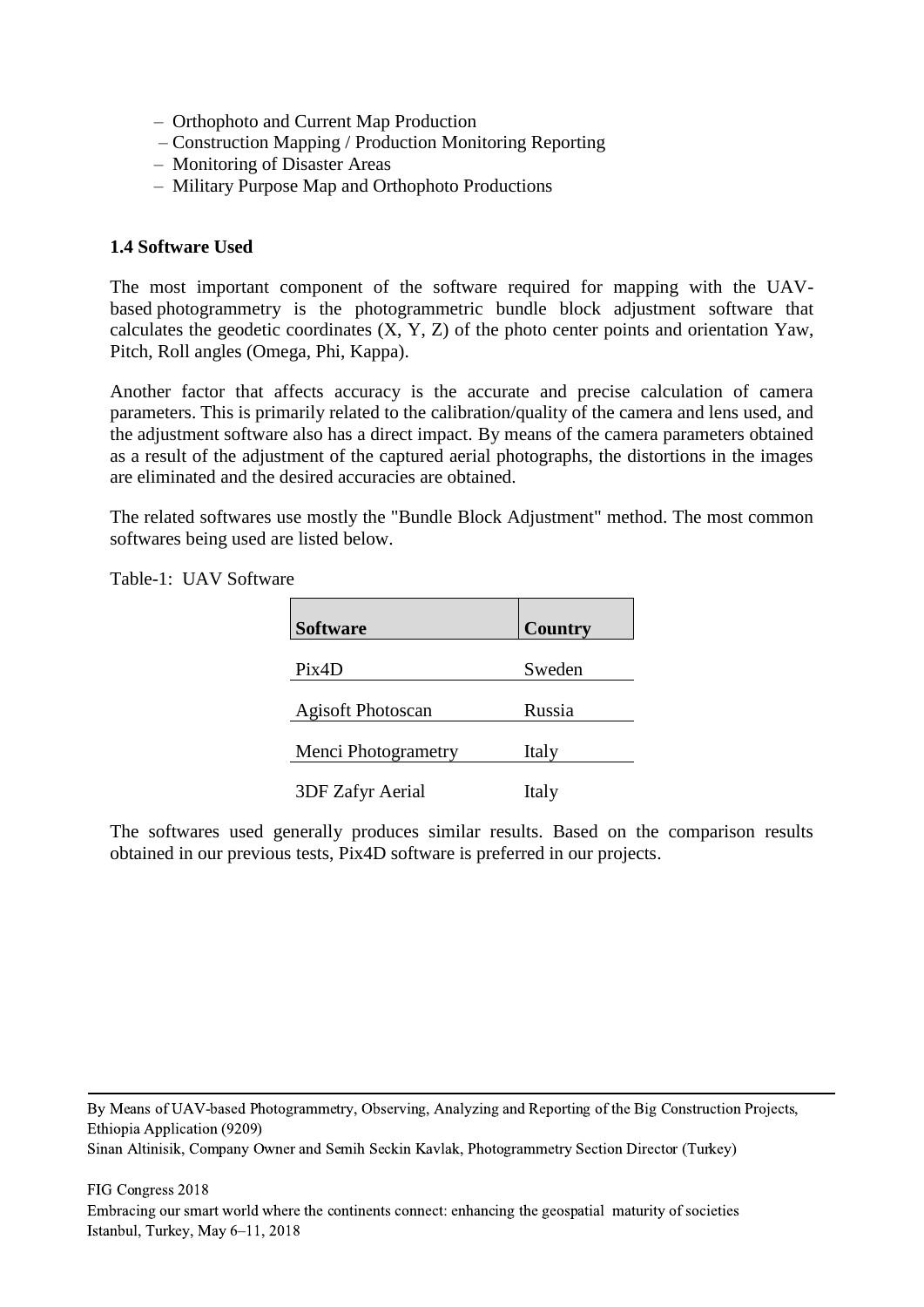– Orthophoto and Current Map Production
– Construction Mapping / Production Monitoring Reporting
– Monitoring of Disaster Areas
– Military Purpose Map and Orthophoto Productions

**1.4 Software Used**

The most important component of the software required for mapping with the UAV-based photogrammetry is the photogrammetric bundle block adjustment software that calculates the geodetic coordinates (X, Y, Z) of the photo center points and orientation Yaw, Pitch, Roll angles (Omega, Phi, Kappa).

Another factor that affects accuracy is the accurate and precise calculation of camera parameters. This is primarily related to the calibration/quality of the camera and lens used, and the adjustment software also has a direct impact. By means of the camera parameters obtained as a result of the adjustment of the captured aerial photographs, the distortions in the images are eliminated and the desired accuracies are obtained.

The related softwares use mostly the "Bundle Block Adjustment" method. The most common softwares being used are listed below.

Table-1: UAV Software

| **Software** | **Country** |
| --- | --- |
| Pix4D | Sweden |
| Agisoft Photoscan | Russia |
| Menci Photogrametry | Italy |
| 3DF Zafyr Aerial | Italy |

The softwares used generally produces similar results. Based on the comparison results obtained in our previous tests, Pix4D software is preferred in our projects.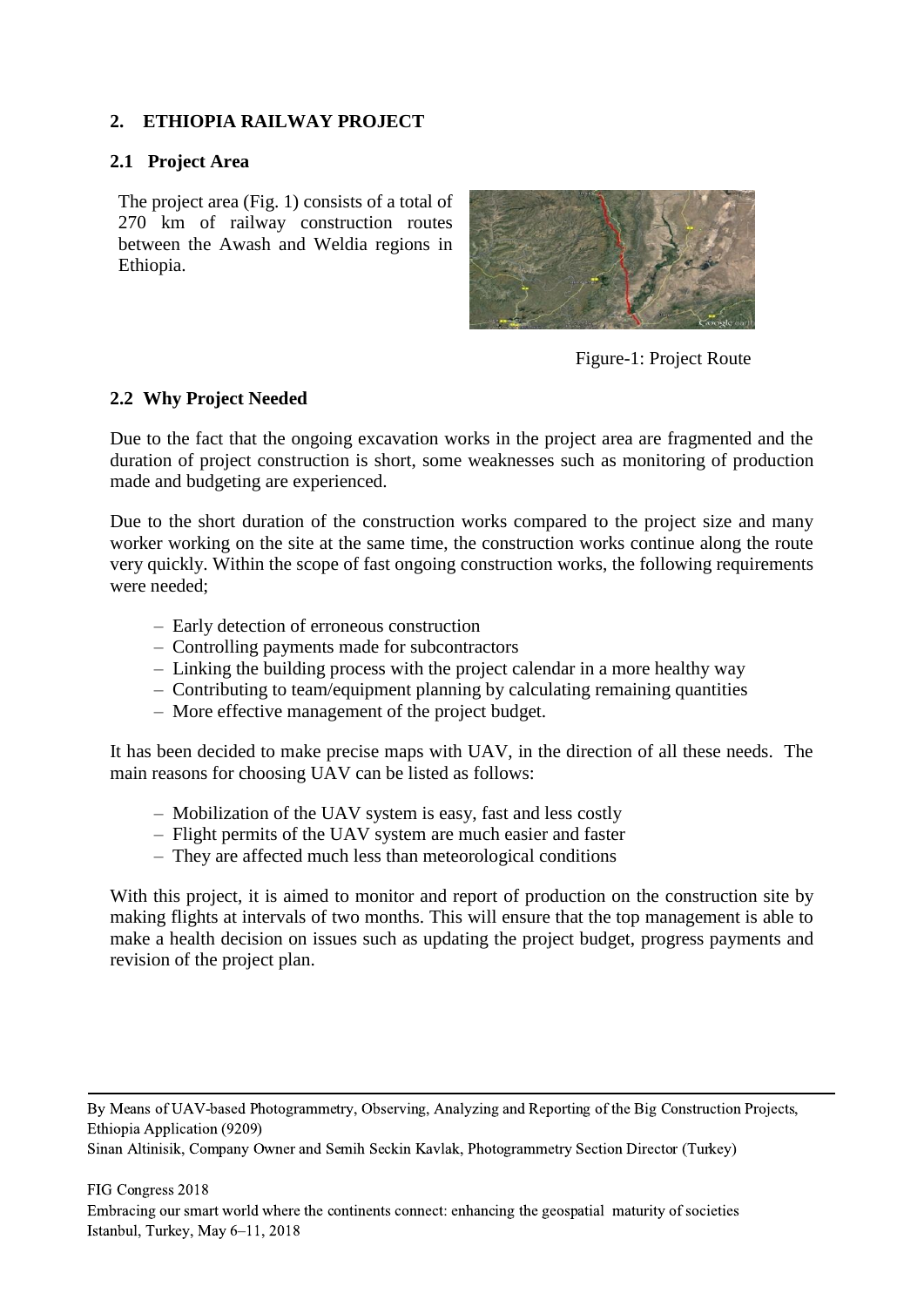## 2. ETHIOPIA RAILWAY PROJECT

### 2.1 Project Area

The project area (Fig. 1) consists of a total of 270 km of railway construction routes between the Awash and Weldia regions in Ethiopia.

Figure-1: Project Route

### 2.2 Why Project Needed

Due to the fact that the ongoing excavation works in the project area are fragmented and the duration of project construction is short, some weaknesses such as monitoring of production made and budgeting are experienced.

Due to the short duration of the construction works compared to the project size and many worker working on the site at the same time, the construction works continue along the route very quickly. Within the scope of fast ongoing construction works, the following requirements were needed;

- Early detection of erroneous construction
- Controlling payments made for subcontractors
- Linking the building process with the project calendar in a more healthy way
- Contributing to team/equipment planning by calculating remaining quantities
- More effective management of the project budget.

It has been decided to make precise maps with UAV, in the direction of all these needs. The main reasons for choosing UAV can be listed as follows:

- Mobilization of the UAV system is easy, fast and less costly
- Flight permits of the UAV system are much easier and faster
- They are affected much less than meteorological conditions

With this project, it is aimed to monitor and report of production on the construction site by making flights at intervals of two months. This will ensure that the top management is able to make a health decision on issues such as updating the project budget, progress payments and revision of the project plan.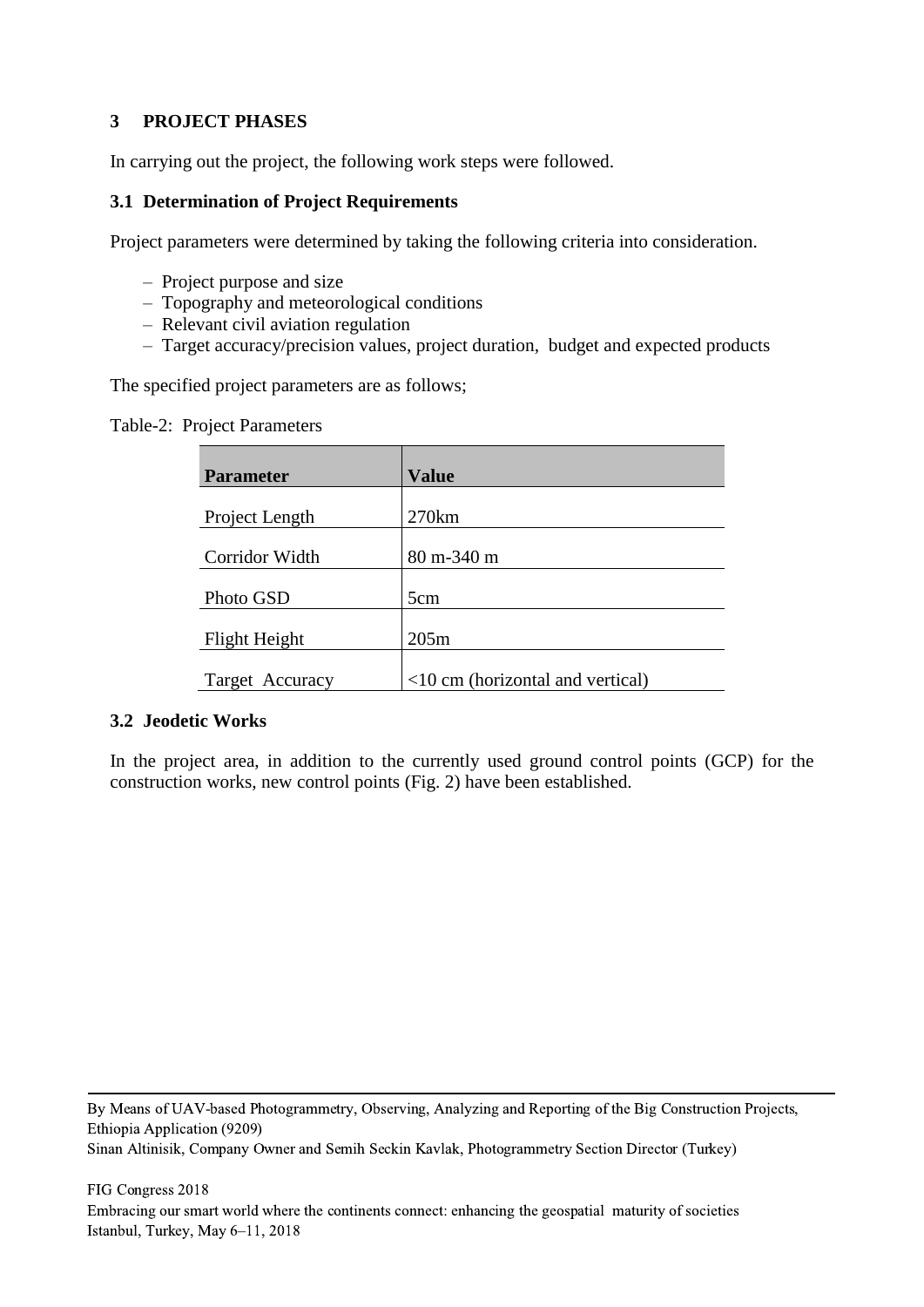## 3 PROJECT PHASES

In carrying out the project, the following work steps were followed.

### 3.1 Determination of Project Requirements

Project parameters were determined by taking the following criteria into consideration.

- Project purpose and size
- Topography and meteorological conditions
- Relevant civil aviation regulation
- Target accuracy/precision values, project duration, budget and expected products

The specified project parameters are as follows;

Table-2: Project Parameters

| **Parameter** | **Value** |
|---|---|
| Project Length | 270km |
| Corridor Width | 80 m-340 m |
| Photo GSD | 5cm |
| Flight Height | 205m |
| Target Accuracy | <10 cm (horizontal and vertical) |

### 3.2 Jeodetic Works

In the project area, in addition to the currently used ground control points (GCP) for the construction works, new control points (Fig. 2) have been established.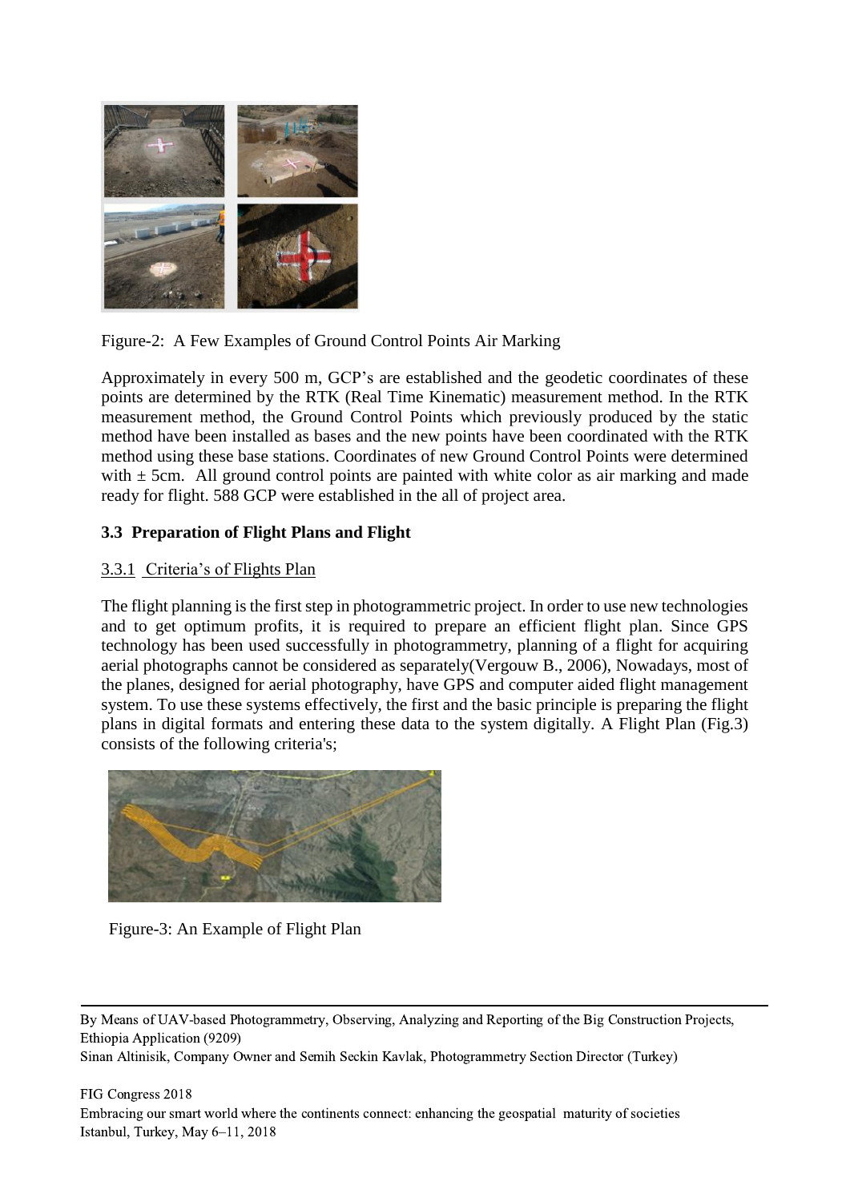Figure-2: A Few Examples of Ground Control Points Air Marking

Approximately in every 500 m, GCP's are established and the geodetic coordinates of these points are determined by the RTK (Real Time Kinematic) measurement method. In the RTK measurement method, the Ground Control Points which previously produced by the static method have been installed as bases and the new points have been coordinated with the RTK method using these base stations. Coordinates of new Ground Control Points were determined with ± 5cm. All ground control points are painted with white color as air marking and made ready for flight. 588 GCP were established in the all of project area.

### 3.3 Preparation of Flight Plans and Flight

#### 3.3.1 Criteria's of Flights Plan

The flight planning is the first step in photogrammetric project. In order to use new technologies and to get optimum profits, it is required to prepare an efficient flight plan. Since GPS technology has been used successfully in photogrammetry, planning of a flight for acquiring aerial photographs cannot be considered as separately(Vergouw B., 2006), Nowadays, most of the planes, designed for aerial photography, have GPS and computer aided flight management system. To use these systems effectively, the first and the basic principle is preparing the flight plans in digital formats and entering these data to the system digitally. A Flight Plan (Fig.3) consists of the following criteria's;

Figure-3: An Example of Flight Plan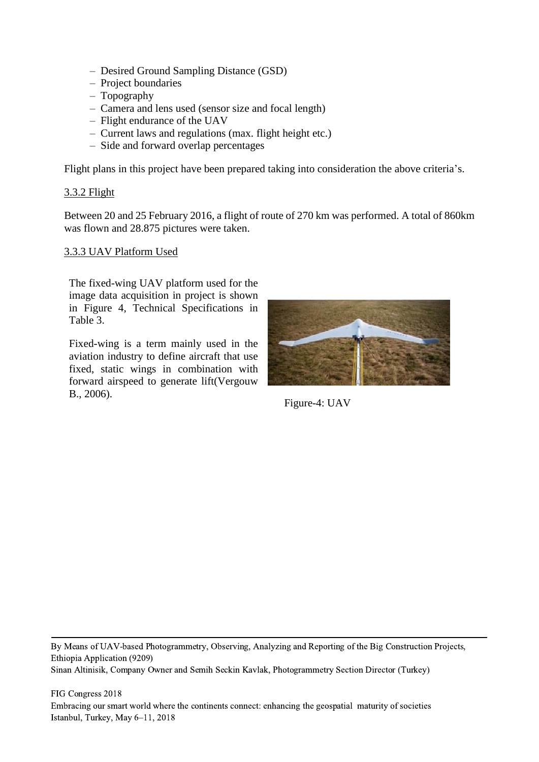- Desired Ground Sampling Distance (GSD)
- Project boundaries
- Topography
- Camera and lens used (sensor size and focal length)
- Flight endurance of the UAV
- Current laws and regulations (max. flight height etc.)
- Side and forward overlap percentages

Flight plans in this project have been prepared taking into consideration the above criteria's.

### 3.3.2 Flight

Between 20 and 25 February 2016, a flight of route of 270 km was performed. A total of 860km was flown and 28.875 pictures were taken.

### 3.3.3 UAV Platform Used

The fixed-wing UAV platform used for the image data acquisition in project is shown in Figure 4, Technical Specifications in Table 3.

Fixed-wing is a term mainly used in the aviation industry to define aircraft that use fixed, static wings in combination with forward airspeed to generate lift(Vergouw B., 2006).

Figure-4: UAV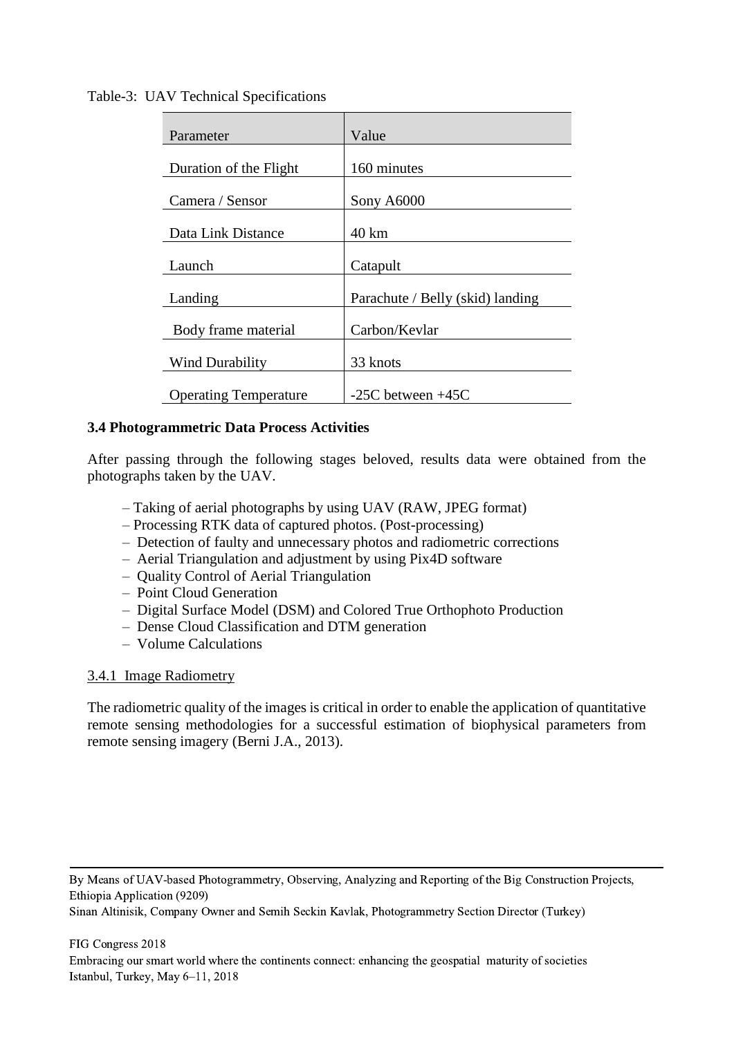Table-3: UAV Technical Specifications

| Parameter | Value |
| --- | --- |
| Duration of the Flight | 160 minutes |
| Camera / Sensor | Sony A6000 |
| Data Link Distance | 40 km |
| Launch | Catapult |
| Landing | Parachute / Belly (skid) landing |
| Body frame material | Carbon/Kevlar |
| Wind Durability | 33 knots |
| Operating Temperature | -25C between +45C |

### 3.4 Photogrammetric Data Process Activities

After passing through the following stages beloved, results data were obtained from the photographs taken by the UAV.

- – Taking of aerial photographs by using UAV (RAW, JPEG format)
- – Processing RTK data of captured photos. (Post-processing)
- – Detection of faulty and unnecessary photos and radiometric corrections
- – Aerial Triangulation and adjustment by using Pix4D software
- – Quality Control of Aerial Triangulation
- – Point Cloud Generation
- – Digital Surface Model (DSM) and Colored True Orthophoto Production
- – Dense Cloud Classification and DTM generation
- – Volume Calculations

#### 3.4.1 Image Radiometry

The radiometric quality of the images is critical in order to enable the application of quantitative remote sensing methodologies for a successful estimation of biophysical parameters from remote sensing imagery (Berni J.A., 2013).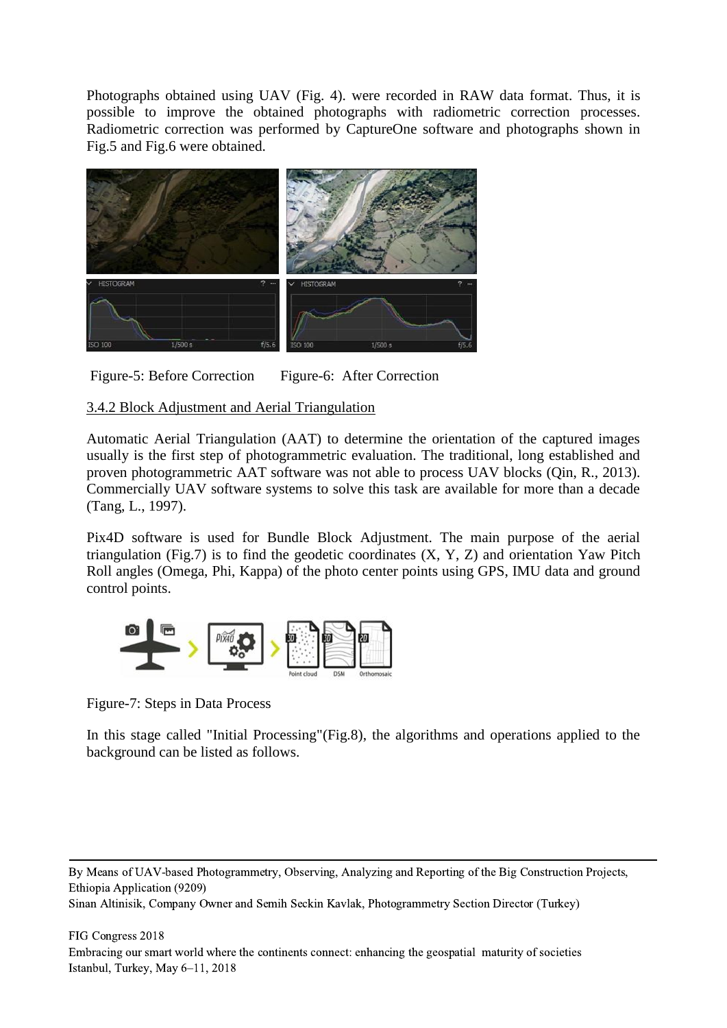Photographs obtained using UAV (Fig. 4). were recorded in RAW data format. Thus, it is possible to improve the obtained photographs with radiometric correction processes. Radiometric correction was performed by CaptureOne software and photographs shown in Fig.5 and Fig.6 were obtained.

Figure-5: Before Correction      Figure-6: After Correction

### 3.4.2 Block Adjustment and Aerial Triangulation

Automatic Aerial Triangulation (AAT) to determine the orientation of the captured images usually is the first step of photogrammetric evaluation. The traditional, long established and proven photogrammetric AAT software was not able to process UAV blocks (Qin, R., 2013). Commercially UAV software systems to solve this task are available for more than a decade (Tang, L., 1997).

Pix4D software is used for Bundle Block Adjustment. The main purpose of the aerial triangulation (Fig.7) is to find the geodetic coordinates (X, Y, Z) and orientation Yaw Pitch Roll angles (Omega, Phi, Kappa) of the photo center points using GPS, IMU data and ground control points.

Figure-7: Steps in Data Process

In this stage called "Initial Processing"(Fig.8), the algorithms and operations applied to the background can be listed as follows.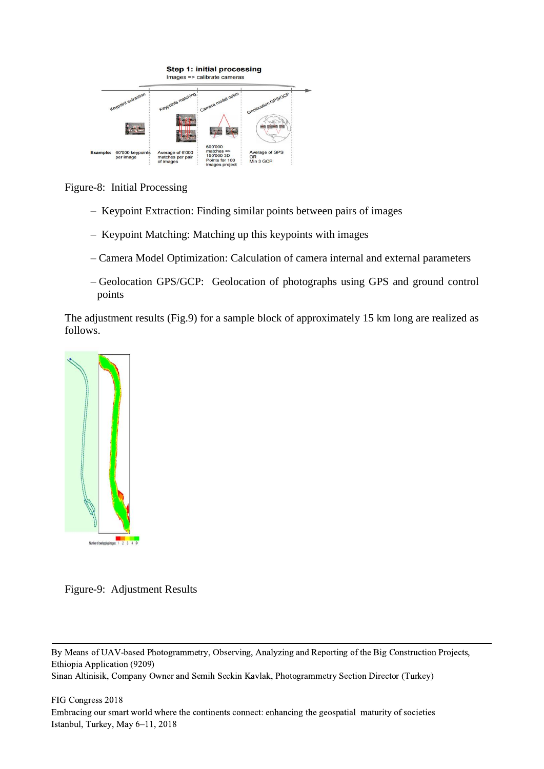Figure-8: Initial Processing

- Keypoint Extraction: Finding similar points between pairs of images
- Keypoint Matching: Matching up this keypoints with images
- Camera Model Optimization: Calculation of camera internal and external parameters
- Geolocation GPS/GCP: Geolocation of photographs using GPS and ground control points

The adjustment results (Fig.9) for a sample block of approximately 15 km long are realized as follows.

Figure-9: Adjustment Results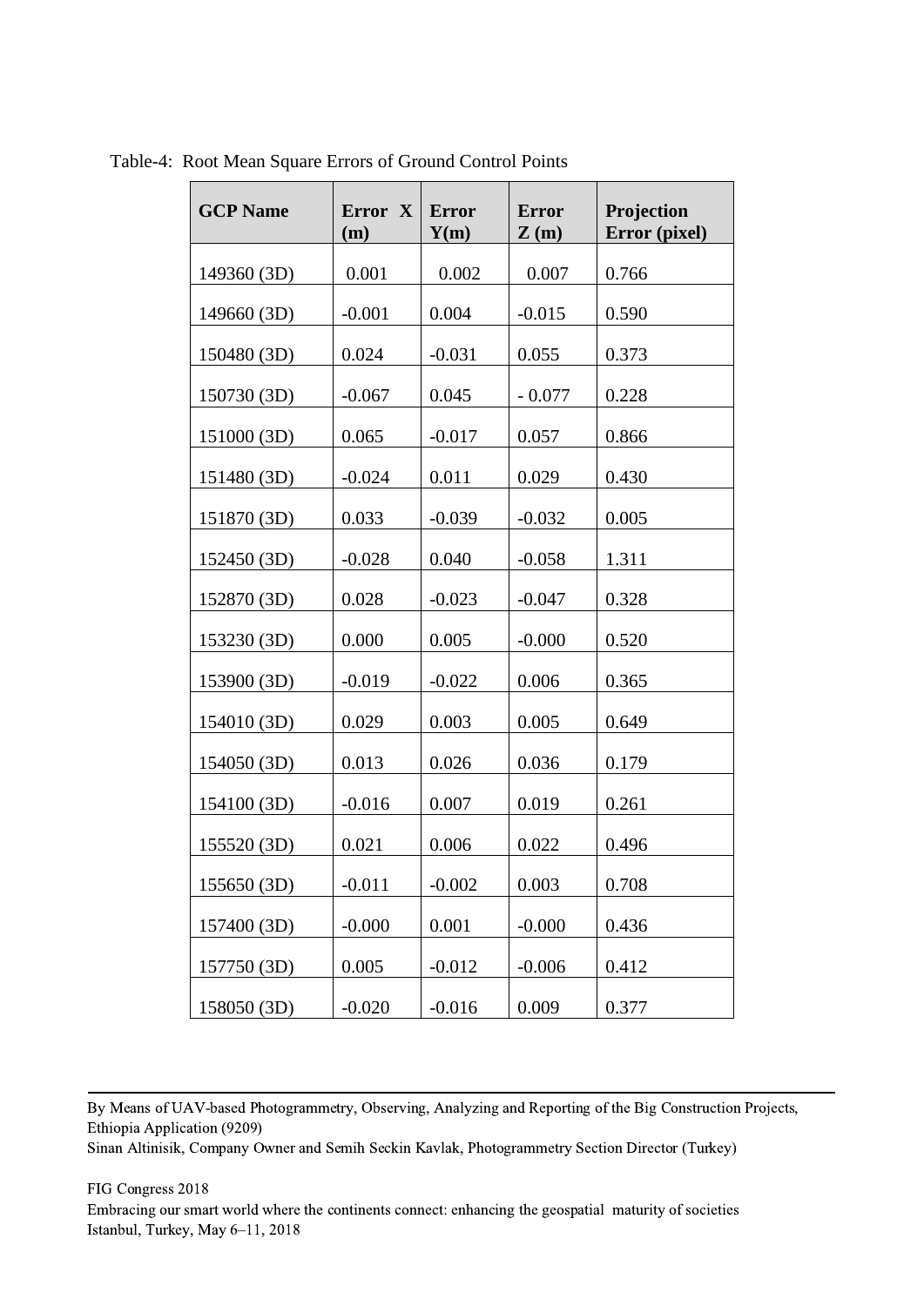Table-4: Root Mean Square Errors of Ground Control Points

| GCP Name | Error X (m) | Error Y(m) | Error Z (m) | Projection Error (pixel) |
|---|---|---|---|---|
| 149360 (3D) | 0.001 | 0.002 | 0.007 | 0.766 |
| 149660 (3D) | -0.001 | 0.004 | -0.015 | 0.590 |
| 150480 (3D) | 0.024 | -0.031 | 0.055 | 0.373 |
| 150730 (3D) | -0.067 | 0.045 | - 0.077 | 0.228 |
| 151000 (3D) | 0.065 | -0.017 | 0.057 | 0.866 |
| 151480 (3D) | -0.024 | 0.011 | 0.029 | 0.430 |
| 151870 (3D) | 0.033 | -0.039 | -0.032 | 0.005 |
| 152450 (3D) | -0.028 | 0.040 | -0.058 | 1.311 |
| 152870 (3D) | 0.028 | -0.023 | -0.047 | 0.328 |
| 153230 (3D) | 0.000 | 0.005 | -0.000 | 0.520 |
| 153900 (3D) | -0.019 | -0.022 | 0.006 | 0.365 |
| 154010 (3D) | 0.029 | 0.003 | 0.005 | 0.649 |
| 154050 (3D) | 0.013 | 0.026 | 0.036 | 0.179 |
| 154100 (3D) | -0.016 | 0.007 | 0.019 | 0.261 |
| 155520 (3D) | 0.021 | 0.006 | 0.022 | 0.496 |
| 155650 (3D) | -0.011 | -0.002 | 0.003 | 0.708 |
| 157400 (3D) | -0.000 | 0.001 | -0.000 | 0.436 |
| 157750 (3D) | 0.005 | -0.012 | -0.006 | 0.412 |
| 158050 (3D) | -0.020 | -0.016 | 0.009 | 0.377 |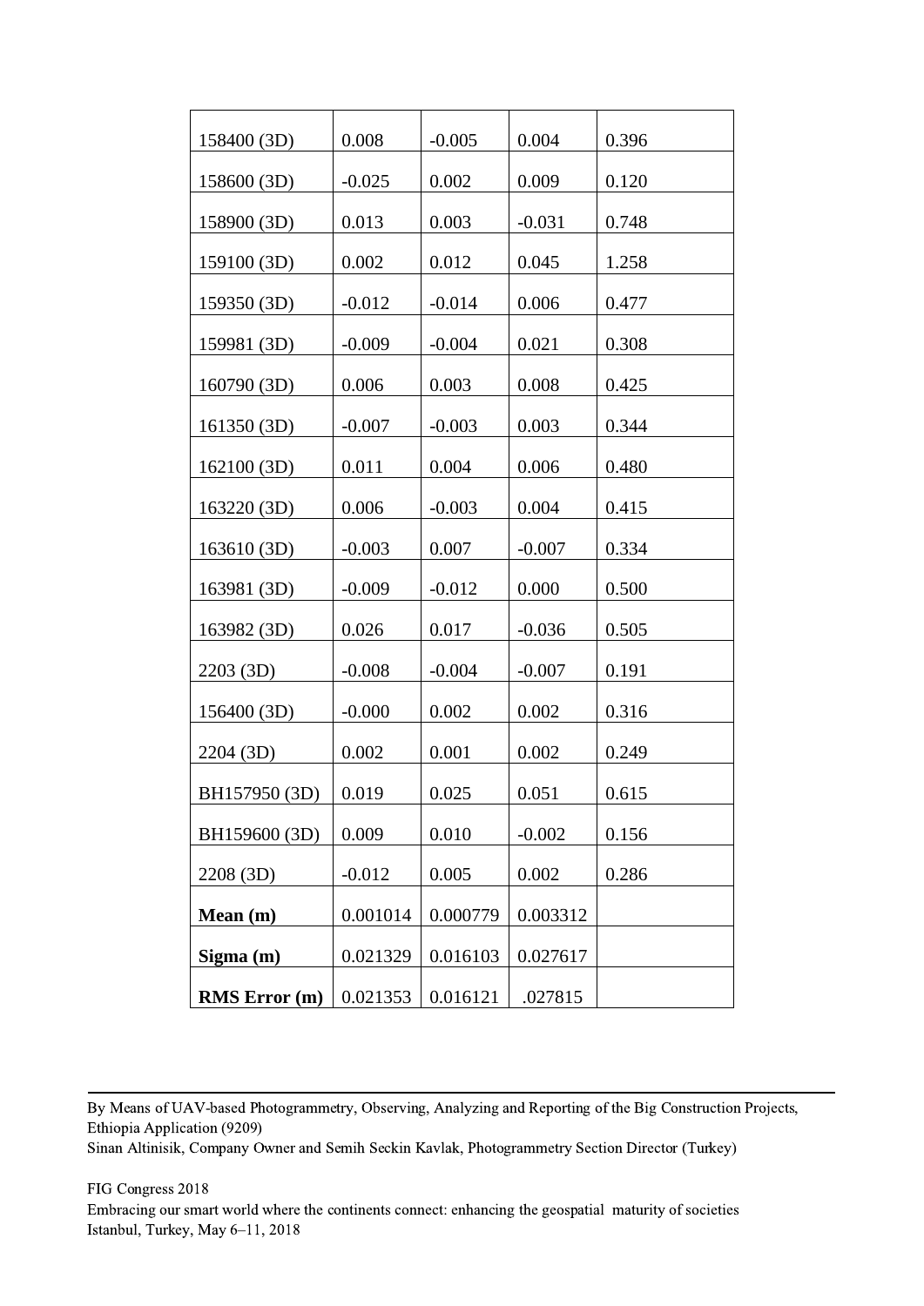| | | | | |
|---|---|---|---|---|
| 158400 (3D) | 0.008 | -0.005 | 0.004 | 0.396 |
| 158600 (3D) | -0.025 | 0.002 | 0.009 | 0.120 |
| 158900 (3D) | 0.013 | 0.003 | -0.031 | 0.748 |
| 159100 (3D) | 0.002 | 0.012 | 0.045 | 1.258 |
| 159350 (3D) | -0.012 | -0.014 | 0.006 | 0.477 |
| 159981 (3D) | -0.009 | -0.004 | 0.021 | 0.308 |
| 160790 (3D) | 0.006 | 0.003 | 0.008 | 0.425 |
| 161350 (3D) | -0.007 | -0.003 | 0.003 | 0.344 |
| 162100 (3D) | 0.011 | 0.004 | 0.006 | 0.480 |
| 163220 (3D) | 0.006 | -0.003 | 0.004 | 0.415 |
| 163610 (3D) | -0.003 | 0.007 | -0.007 | 0.334 |
| 163981 (3D) | -0.009 | -0.012 | 0.000 | 0.500 |
| 163982 (3D) | 0.026 | 0.017 | -0.036 | 0.505 |
| 2203 (3D) | -0.008 | -0.004 | -0.007 | 0.191 |
| 156400 (3D) | -0.000 | 0.002 | 0.002 | 0.316 |
| 2204 (3D) | 0.002 | 0.001 | 0.002 | 0.249 |
| BH157950 (3D) | 0.019 | 0.025 | 0.051 | 0.615 |
| BH159600 (3D) | 0.009 | 0.010 | -0.002 | 0.156 |
| 2208 (3D) | -0.012 | 0.005 | 0.002 | 0.286 |
| **Mean (m)** | 0.001014 | 0.000779 | 0.003312 | |
| **Sigma (m)** | 0.021329 | 0.016103 | 0.027617 | |
| **RMS Error (m)** | 0.021353 | 0.016121 | .027815 | |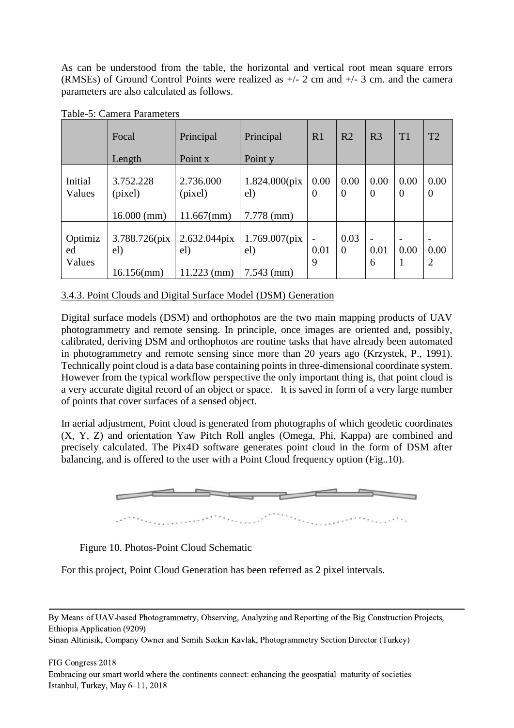As can be understood from the table, the horizontal and vertical root mean square errors (RMSEs) of Ground Control Points were realized as +/- 2 cm and +/- 3 cm. and the camera parameters are also calculated as follows.

Table-5: Camera Parameters

| | Focal Length | Principal Point x | Principal Point y | R1 | R2 | R3 | T1 | T2 |
|---|---|---|---|---|---|---|---|---|
| Initial Values | 3.752.228 (pixel) 16.000 (mm) | 2.736.000 (pixel) 11.667(mm) | 1.824.000(pixel) 7.778 (mm) | 0.000 | 0.000 | 0.000 | 0.000 | 0.000 |
| Optimized Values | 3.788.726(pixel) 16.156(mm) | 2.632.044pixel) 11.223 (mm) | 1.769.007(pixel) 7.543 (mm) | -0.019 | 0.030 | -0.016 | -0.001 | -0.002 |

### 3.4.3. Point Clouds and Digital Surface Model (DSM) Generation

Digital surface models (DSM) and orthophotos are the two main mapping products of UAV photogrammetry and remote sensing. In principle, once images are oriented and, possibly, calibrated, deriving DSM and orthophotos are routine tasks that have already been automated in photogrammetry and remote sensing since more than 20 years ago (Krzystek, P., 1991). Technically point cloud is a data base containing points in three-dimensional coordinate system. However from the typical workflow perspective the only important thing is, that point cloud is a very accurate digital record of an object or space. It is saved in form of a very large number of points that cover surfaces of a sensed object.

In aerial adjustment, Point cloud is generated from photographs of which geodetic coordinates (X, Y, Z) and orientation Yaw Pitch Roll angles (Omega, Phi, Kappa) are combined and precisely calculated. The Pix4D software generates point cloud in the form of DSM after balancing, and is offered to the user with a Point Cloud frequency option (Fig..10).

Figure 10. Photos-Point Cloud Schematic

For this project, Point Cloud Generation has been referred as 2 pixel intervals.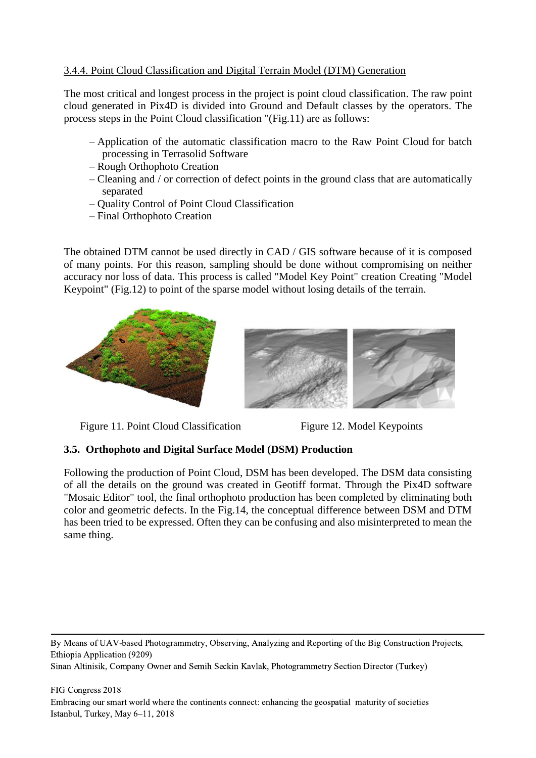### 3.4.4. Point Cloud Classification and Digital Terrain Model (DTM) Generation

The most critical and longest process in the project is point cloud classification. The raw point cloud generated in Pix4D is divided into Ground and Default classes by the operators. The process steps in the Point Cloud classification "(Fig.11) are as follows:

- Application of the automatic classification macro to the Raw Point Cloud for batch processing in Terrasolid Software
- Rough Orthophoto Creation
- Cleaning and / or correction of defect points in the ground class that are automatically separated
- Quality Control of Point Cloud Classification
- Final Orthophoto Creation

The obtained DTM cannot be used directly in CAD / GIS software because of it is composed of many points. For this reason, sampling should be done without compromising on neither accuracy nor loss of data. This process is called "Model Key Point" creation Creating "Model Keypoint" (Fig.12) to point of the sparse model without losing details of the terrain.

Figure 11. Point Cloud Classification

Figure 12. Model Keypoints

### 3.5. Orthophoto and Digital Surface Model (DSM) Production

Following the production of Point Cloud, DSM has been developed. The DSM data consisting of all the details on the ground was created in Geotiff format. Through the Pix4D software "Mosaic Editor" tool, the final orthophoto production has been completed by eliminating both color and geometric defects. In the Fig.14, the conceptual difference between DSM and DTM has been tried to be expressed. Often they can be confusing and also misinterpreted to mean the same thing.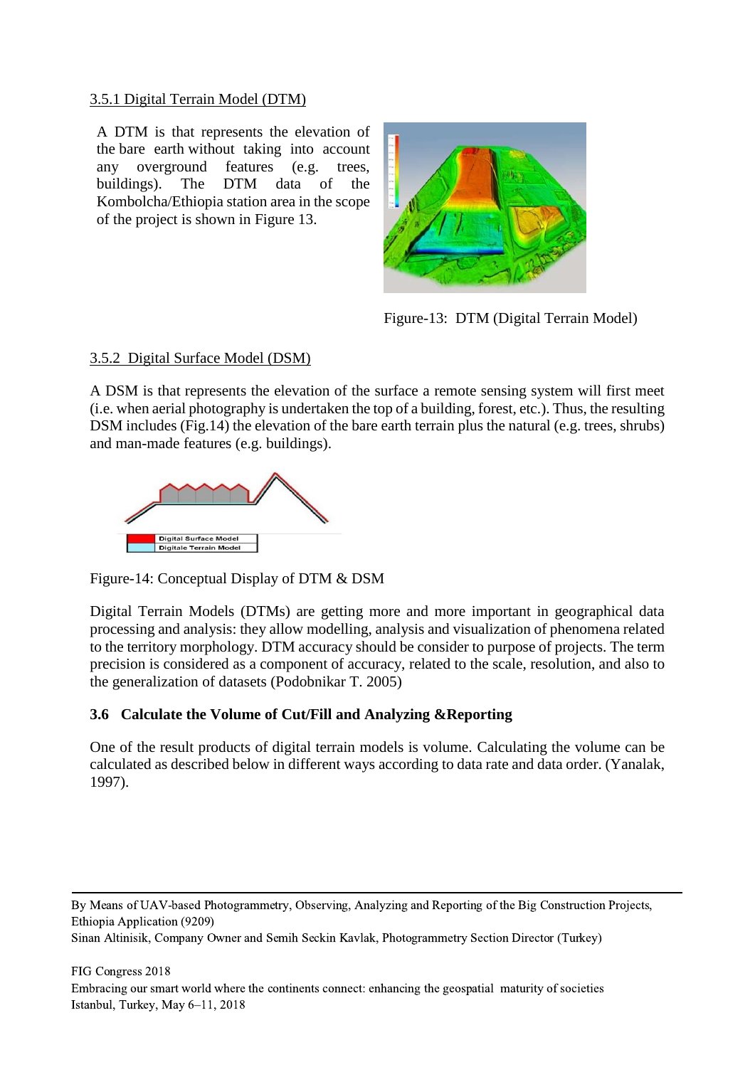3.5.1 Digital Terrain Model (DTM)

A DTM is that represents the elevation of the bare earth without taking into account any overground features (e.g. trees, buildings). The DTM data of the Kombolcha/Ethiopia station area in the scope of the project is shown in Figure 13.

Figure-13: DTM (Digital Terrain Model)

3.5.2 Digital Surface Model (DSM)

A DSM is that represents the elevation of the surface a remote sensing system will first meet (i.e. when aerial photography is undertaken the top of a building, forest, etc.). Thus, the resulting DSM includes (Fig.14) the elevation of the bare earth terrain plus the natural (e.g. trees, shrubs) and man-made features (e.g. buildings).

Figure-14: Conceptual Display of DTM & DSM

Digital Terrain Models (DTMs) are getting more and more important in geographical data processing and analysis: they allow modelling, analysis and visualization of phenomena related to the territory morphology. DTM accuracy should be consider to purpose of projects. The term precision is considered as a component of accuracy, related to the scale, resolution, and also to the generalization of datasets (Podobnikar T. 2005)

### 3.6 Calculate the Volume of Cut/Fill and Analyzing &Reporting

One of the result products of digital terrain models is volume. Calculating the volume can be calculated as described below in different ways according to data rate and data order. (Yanalak, 1997).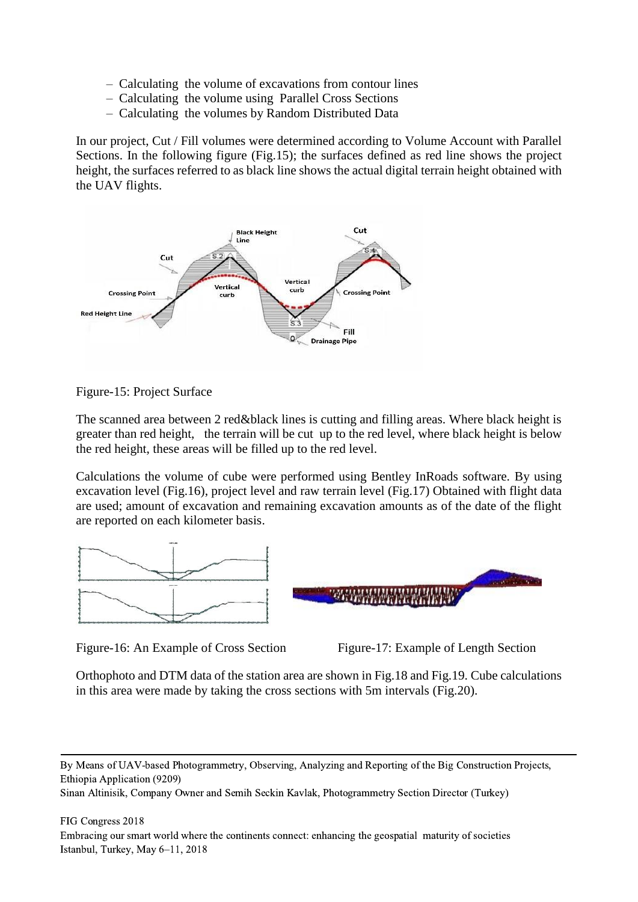– Calculating the volume of excavations from contour lines
– Calculating the volume using Parallel Cross Sections
– Calculating the volumes by Random Distributed Data

In our project, Cut / Fill volumes were determined according to Volume Account with Parallel Sections. In the following figure (Fig.15); the surfaces defined as red line shows the project height, the surfaces referred to as black line shows the actual digital terrain height obtained with the UAV flights.

Figure-15: Project Surface

The scanned area between 2 red&black lines is cutting and filling areas. Where black height is greater than red height, the terrain will be cut up to the red level, where black height is below the red height, these areas will be filled up to the red level.

Calculations the volume of cube were performed using Bentley InRoads software. By using excavation level (Fig.16), project level and raw terrain level (Fig.17) Obtained with flight data are used; amount of excavation and remaining excavation amounts as of the date of the flight are reported on each kilometer basis.

Figure-16: An Example of Cross Section

Figure-17: Example of Length Section

Orthophoto and DTM data of the station area are shown in Fig.18 and Fig.19. Cube calculations in this area were made by taking the cross sections with 5m intervals (Fig.20).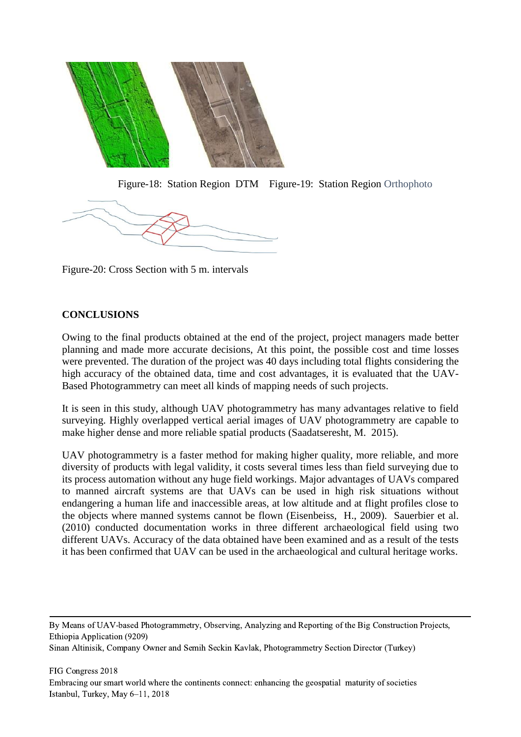Figure-18: Station Region DTM Figure-19: Station Region Orthophoto

Figure-20: Cross Section with 5 m. intervals

## CONCLUSIONS

Owing to the final products obtained at the end of the project, project managers made better planning and made more accurate decisions, At this point, the possible cost and time losses were prevented. The duration of the project was 40 days including total flights considering the high accuracy of the obtained data, time and cost advantages, it is evaluated that the UAV-Based Photogrammetry can meet all kinds of mapping needs of such projects.

It is seen in this study, although UAV photogrammetry has many advantages relative to field surveying. Highly overlapped vertical aerial images of UAV photogrammetry are capable to make higher dense and more reliable spatial products (Saadatseresht, M. 2015).

UAV photogrammetry is a faster method for making higher quality, more reliable, and more diversity of products with legal validity, it costs several times less than field surveying due to its process automation without any huge field workings. Major advantages of UAVs compared to manned aircraft systems are that UAVs can be used in high risk situations without endangering a human life and inaccessible areas, at low altitude and at flight profiles close to the objects where manned systems cannot be flown (Eisenbeiss, H., 2009). Sauerbier et al. (2010) conducted documentation works in three different archaeological field using two different UAVs. Accuracy of the data obtained have been examined and as a result of the tests it has been confirmed that UAV can be used in the archaeological and cultural heritage works.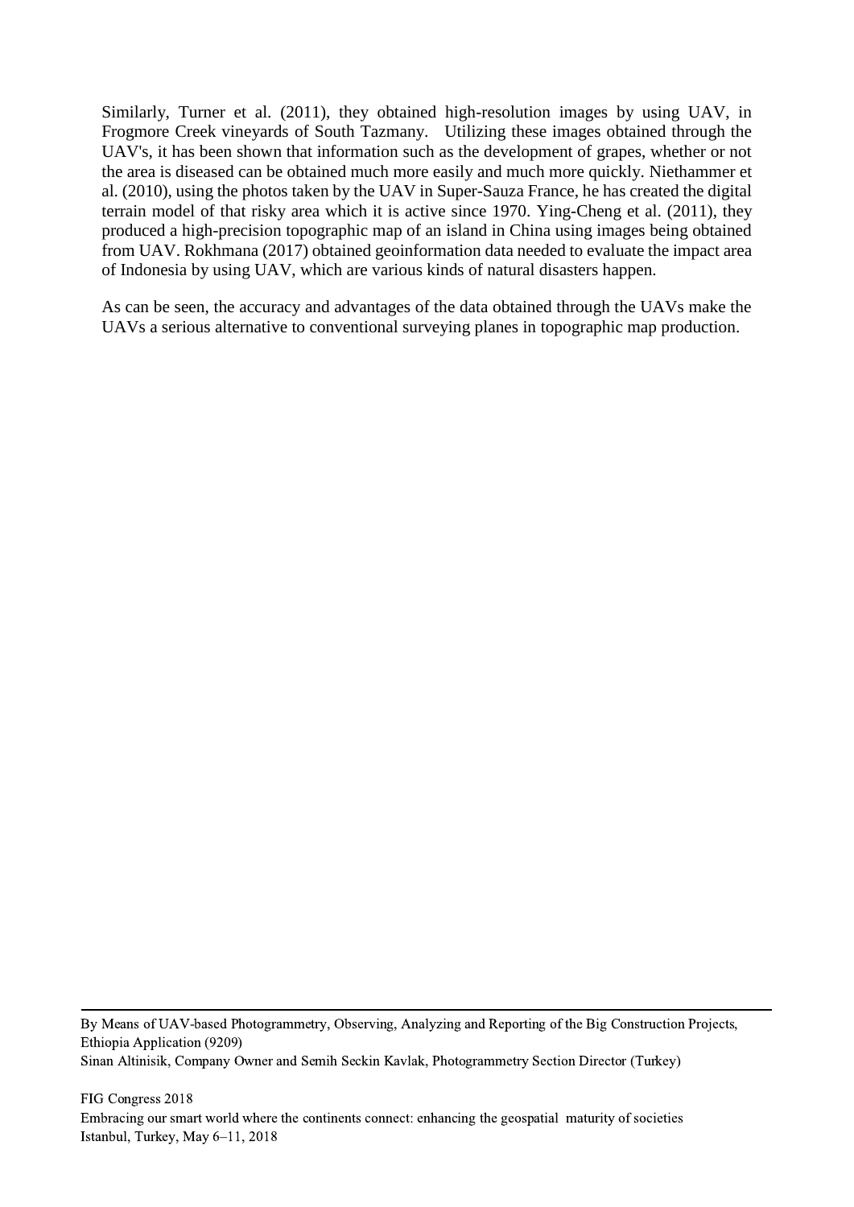Similarly, Turner et al. (2011), they obtained high-resolution images by using UAV, in Frogmore Creek vineyards of South Tazmany. Utilizing these images obtained through the UAV's, it has been shown that information such as the development of grapes, whether or not the area is diseased can be obtained much more easily and much more quickly. Niethammer et al. (2010), using the photos taken by the UAV in Super-Sauza France, he has created the digital terrain model of that risky area which it is active since 1970. Ying-Cheng et al. (2011), they produced a high-precision topographic map of an island in China using images being obtained from UAV. Rokhmana (2017) obtained geoinformation data needed to evaluate the impact area of Indonesia by using UAV, which are various kinds of natural disasters happen.

As can be seen, the accuracy and advantages of the data obtained through the UAVs make the UAVs a serious alternative to conventional surveying planes in topographic map production.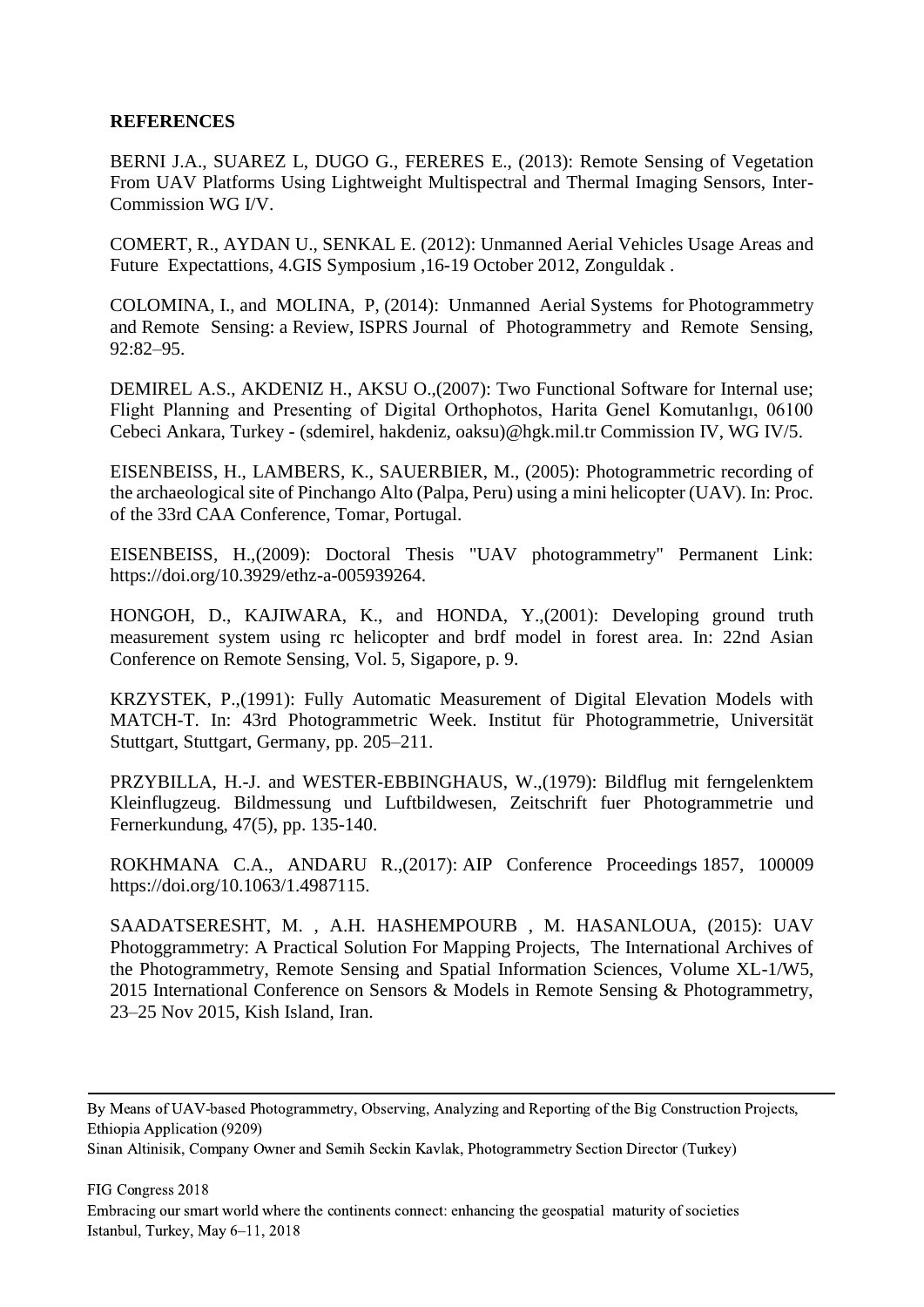**REFERENCES**

BERNI J.A., SUAREZ L, DUGO G., FERERES E., (2013): Remote Sensing of Vegetation From UAV Platforms Using Lightweight Multispectral and Thermal Imaging Sensors, Inter-Commission WG I/V.

COMERT, R., AYDAN U., SENKAL E. (2012): Unmanned Aerial Vehicles Usage Areas and Future Expectattions, 4.GIS Symposium ,16-19 October 2012, Zonguldak .

COLOMINA, I., and MOLINA, P, (2014): Unmanned Aerial Systems for Photogrammetry and Remote Sensing: a Review, ISPRS Journal of Photogrammetry and Remote Sensing, 92:82–95.

DEMIREL A.S., AKDENIZ H., AKSU O.,(2007): Two Functional Software for Internal use; Flight Planning and Presenting of Digital Orthophotos, Harita Genel Komutanlıgı, 06100 Cebeci Ankara, Turkey - (sdemirel, hakdeniz, oaksu)@hgk.mil.tr Commission IV, WG IV/5.

EISENBEISS, H., LAMBERS, K., SAUERBIER, M., (2005): Photogrammetric recording of the archaeological site of Pinchango Alto (Palpa, Peru) using a mini helicopter (UAV). In: Proc. of the 33rd CAA Conference, Tomar, Portugal.

EISENBEISS, H.,(2009): Doctoral Thesis "UAV photogrammetry" Permanent Link: https://doi.org/10.3929/ethz-a-005939264.

HONGOH, D., KAJIWARA, K., and HONDA, Y.,(2001): Developing ground truth measurement system using rc helicopter and brdf model in forest area. In: 22nd Asian Conference on Remote Sensing, Vol. 5, Sigapore, p. 9.

KRZYSTEK, P.,(1991): Fully Automatic Measurement of Digital Elevation Models with MATCH-T. In: 43rd Photogrammetric Week. Institut für Photogrammetrie, Universität Stuttgart, Stuttgart, Germany, pp. 205–211.

PRZYBILLA, H.-J. and WESTER-EBBINGHAUS, W.,(1979): Bildflug mit ferngelenktem Kleinflugzeug. Bildmessung und Luftbildwesen, Zeitschrift fuer Photogrammetrie und Fernerkundung, 47(5), pp. 135-140.

ROKHMANA C.A., ANDARU R.,(2017): AIP Conference Proceedings 1857, 100009 https://doi.org/10.1063/1.4987115.

SAADATSERESHT, M. , A.H. HASHEMPOURB , M. HASANLOUA, (2015): UAV Photoggrammetry: A Practical Solution For Mapping Projects, The International Archives of the Photogrammetry, Remote Sensing and Spatial Information Sciences, Volume XL-1/W5, 2015 International Conference on Sensors & Models in Remote Sensing & Photogrammetry, 23–25 Nov 2015, Kish Island, Iran.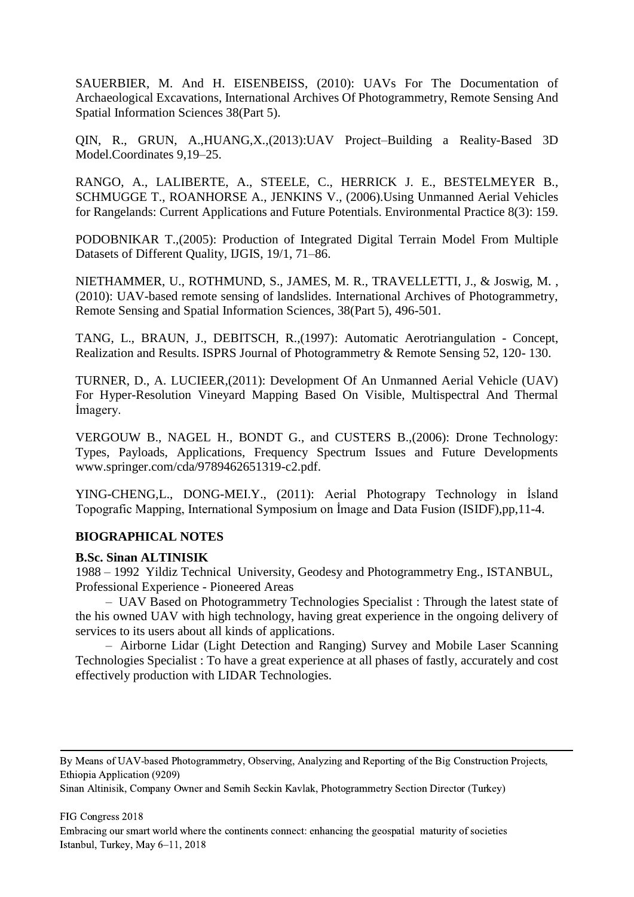SAUERBIER, M. And H. EISENBEISS, (2010): UAVs For The Documentation of Archaeological Excavations, International Archives Of Photogrammetry, Remote Sensing And Spatial Information Sciences 38(Part 5).

QIN, R., GRUN, A.,HUANG,X.,(2013):UAV Project–Building a Reality-Based 3D Model.Coordinates 9,19–25.

RANGO, A., LALIBERTE, A., STEELE, C., HERRICK J. E., BESTELMEYER B., SCHMUGGE T., ROANHORSE A., JENKINS V., (2006).Using Unmanned Aerial Vehicles for Rangelands: Current Applications and Future Potentials. Environmental Practice 8(3): 159.

PODOBNIKAR T.,(2005): Production of Integrated Digital Terrain Model From Multiple Datasets of Different Quality, IJGIS, 19/1, 71–86.

NIETHAMMER, U., ROTHMUND, S., JAMES, M. R., TRAVELLETTI, J., & Joswig, M. , (2010): UAV-based remote sensing of landslides. International Archives of Photogrammetry, Remote Sensing and Spatial Information Sciences, 38(Part 5), 496-501.

TANG, L., BRAUN, J., DEBITSCH, R.,(1997): Automatic Aerotriangulation - Concept, Realization and Results. ISPRS Journal of Photogrammetry & Remote Sensing 52, 120- 130.

TURNER, D., A. LUCIEER,(2011): Development Of An Unmanned Aerial Vehicle (UAV) For Hyper-Resolution Vineyard Mapping Based On Visible, Multispectral And Thermal İmagery.

VERGOUW B., NAGEL H., BONDT G., and CUSTERS B.,(2006): Drone Technology: Types, Payloads, Applications, Frequency Spectrum Issues and Future Developments www.springer.com/cda/9789462651319-c2.pdf.

YING-CHENG,L., DONG-MEI.Y., (2011): Aerial Photograpy Technology in İsland Topografic Mapping, International Symposium on İmage and Data Fusion (ISIDF),pp,11-4.

## BIOGRAPHICAL NOTES

**B.Sc. Sinan ALTINISIK**

1988 – 1992 Yildiz Technical University, Geodesy and Photogrammetry Eng., ISTANBUL, Professional Experience - Pioneered Areas

– UAV Based on Photogrammetry Technologies Specialist : Through the latest state of the his owned UAV with high technology, having great experience in the ongoing delivery of services to its users about all kinds of applications.

– Airborne Lidar (Light Detection and Ranging) Survey and Mobile Laser Scanning Technologies Specialist : To have a great experience at all phases of fastly, accurately and cost effectively production with LIDAR Technologies.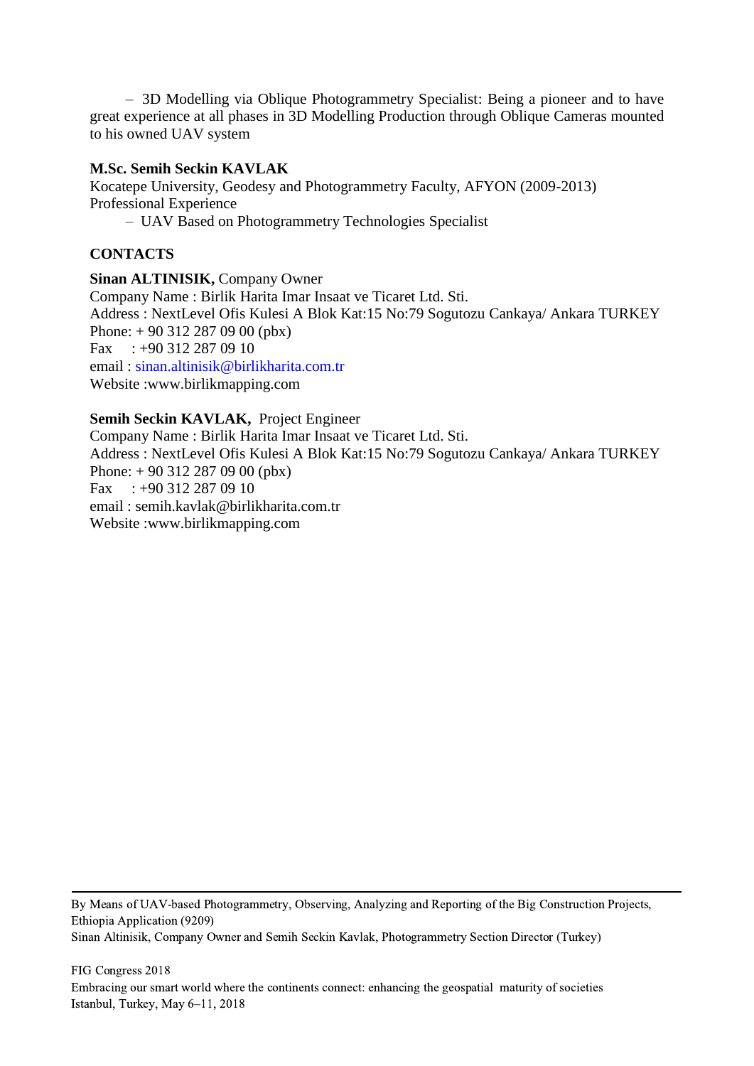– 3D Modelling via Oblique Photogrammetry Specialist: Being a pioneer and to have great experience at all phases in 3D Modelling Production through Oblique Cameras mounted to his owned UAV system

**M.Sc. Semih Seckin KAVLAK**
Kocatepe University, Geodesy and Photogrammetry Faculty, AFYON (2009-2013)
Professional Experience

– UAV Based on Photogrammetry Technologies Specialist

## CONTACTS

**Sinan ALTINISIK,** Company Owner
Company Name : Birlik Harita Imar Insaat ve Ticaret Ltd. Sti.
Address : NextLevel Ofis Kulesi A Blok Kat:15 No:79 Sogutozu Cankaya/ Ankara TURKEY
Phone: + 90 312 287 09 00 (pbx)
Fax : +90 312 287 09 10
email : sinan.altinisik@birlikharita.com.tr
Website :www.birlikmapping.com

**Semih Seckin KAVLAK,** Project Engineer
Company Name : Birlik Harita Imar Insaat ve Ticaret Ltd. Sti.
Address : NextLevel Ofis Kulesi A Blok Kat:15 No:79 Sogutozu Cankaya/ Ankara TURKEY
Phone: + 90 312 287 09 00 (pbx)
Fax : +90 312 287 09 10
email : semih.kavlak@birlikharita.com.tr
Website :www.birlikmapping.com